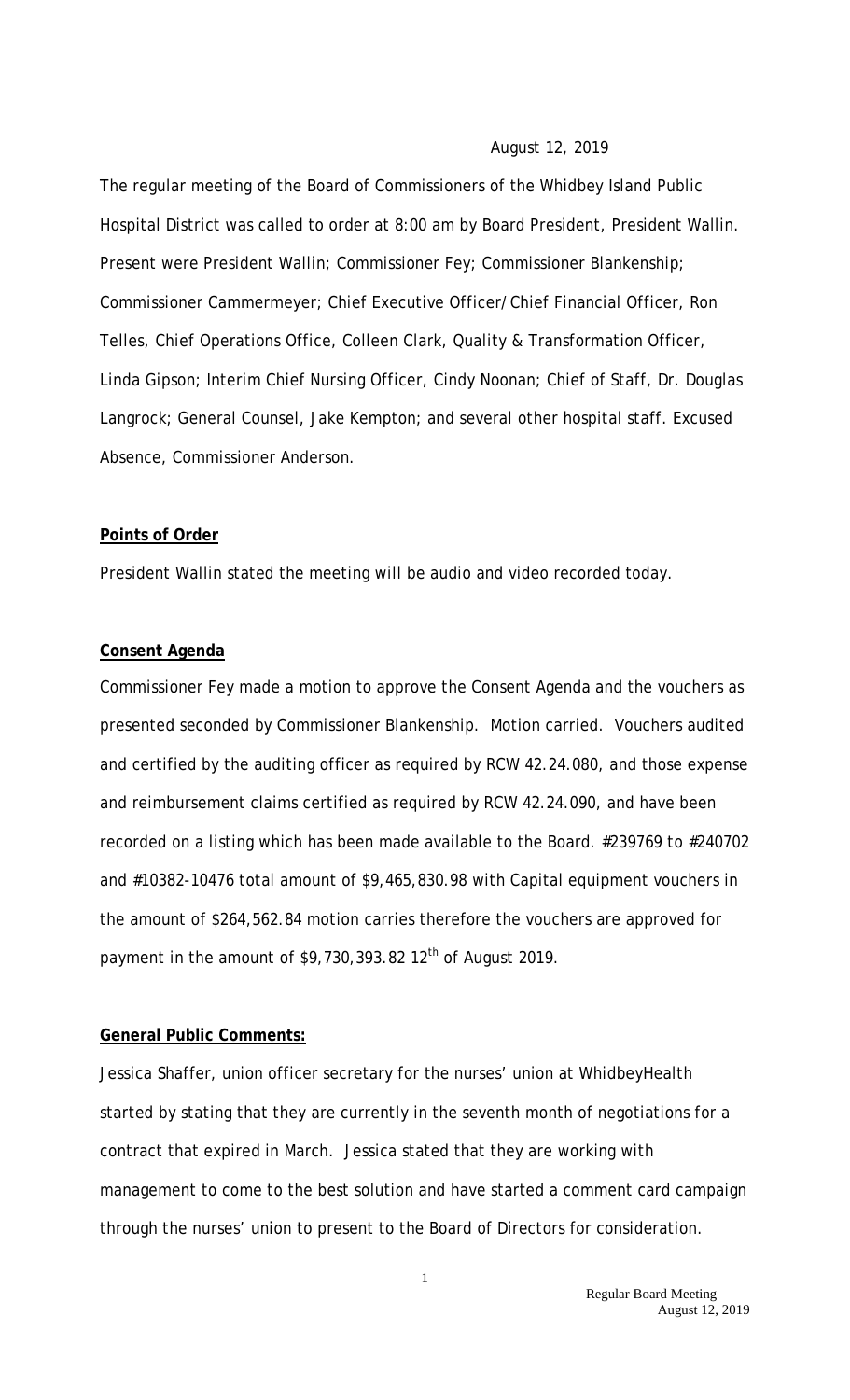August 12, 2019

The regular meeting of the Board of Commissioners of the Whidbey Island Public Hospital District was called to order at 8:00 am by Board President, President Wallin. Present were President Wallin; Commissioner Fey; Commissioner Blankenship; Commissioner Cammermeyer; Chief Executive Officer/Chief Financial Officer, Ron Telles, Chief Operations Office, Colleen Clark, Quality & Transformation Officer, Linda Gipson; Interim Chief Nursing Officer, Cindy Noonan; Chief of Staff, Dr. Douglas Langrock; General Counsel, Jake Kempton; and several other hospital staff. Excused Absence, Commissioner Anderson.

**Points of Order**

President Wallin stated the meeting will be audio and video recorded today.

**Consent Agenda**

Commissioner Fey made a motion to approve the Consent Agenda and the vouchers as presented seconded by Commissioner Blankenship. Motion carried. Vouchers audited and certified by the auditing officer as required by RCW 42.24.080, and those expense and reimbursement claims certified as required by RCW 42.24.090, and have been recorded on a listing which has been made available to the Board. #239769 to #240702 and #10382-10476 total amount of $9,465,830.98 with Capital equipment vouchers in the amount of $264,562.84 motion carries therefore the vouchers are approved for payment in the amount of $9,730,393.82 12th of August 2019.

**General Public Comments:**

Jessica Shaffer, union officer secretary for the nurses' union at WhidbeyHealth started by stating that they are currently in the seventh month of negotiations for a contract that expired in March. Jessica stated that they are working with management to come to the best solution and have started a comment card campaign through the nurses' union to present to the Board of Directors for consideration.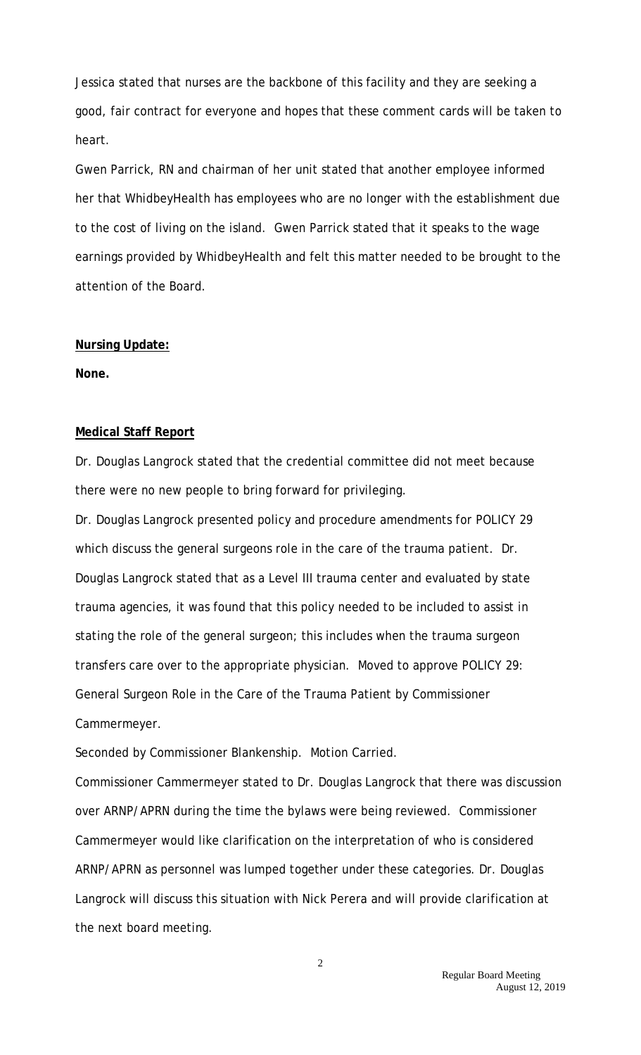Jessica stated that nurses are the backbone of this facility and they are seeking a good, fair contract for everyone and hopes that these comment cards will be taken to heart.

Gwen Parrick, RN and chairman of her unit stated that another employee informed her that WhidbeyHealth has employees who are no longer with the establishment due to the cost of living on the island. Gwen Parrick stated that it speaks to the wage earnings provided by WhidbeyHealth and felt this matter needed to be brought to the attention of the Board.

**Nursing Update:**

**None.**

**Medical Staff Report**

Dr. Douglas Langrock stated that the credential committee did not meet because there were no new people to bring forward for privileging.

Dr. Douglas Langrock presented policy and procedure amendments for POLICY 29 which discuss the general surgeons role in the care of the trauma patient. Dr. Douglas Langrock stated that as a Level III trauma center and evaluated by state trauma agencies, it was found that this policy needed to be included to assist in stating the role of the general surgeon; this includes when the trauma surgeon transfers care over to the appropriate physician. Moved to approve POLICY 29: General Surgeon Role in the Care of the Trauma Patient by Commissioner Cammermeyer.

Seconded by Commissioner Blankenship. Motion Carried.

Commissioner Cammermeyer stated to Dr. Douglas Langrock that there was discussion over ARNP/APRN during the time the bylaws were being reviewed. Commissioner Cammermeyer would like clarification on the interpretation of who is considered ARNP/APRN as personnel was lumped together under these categories. Dr. Douglas Langrock will discuss this situation with Nick Perera and will provide clarification at the next board meeting.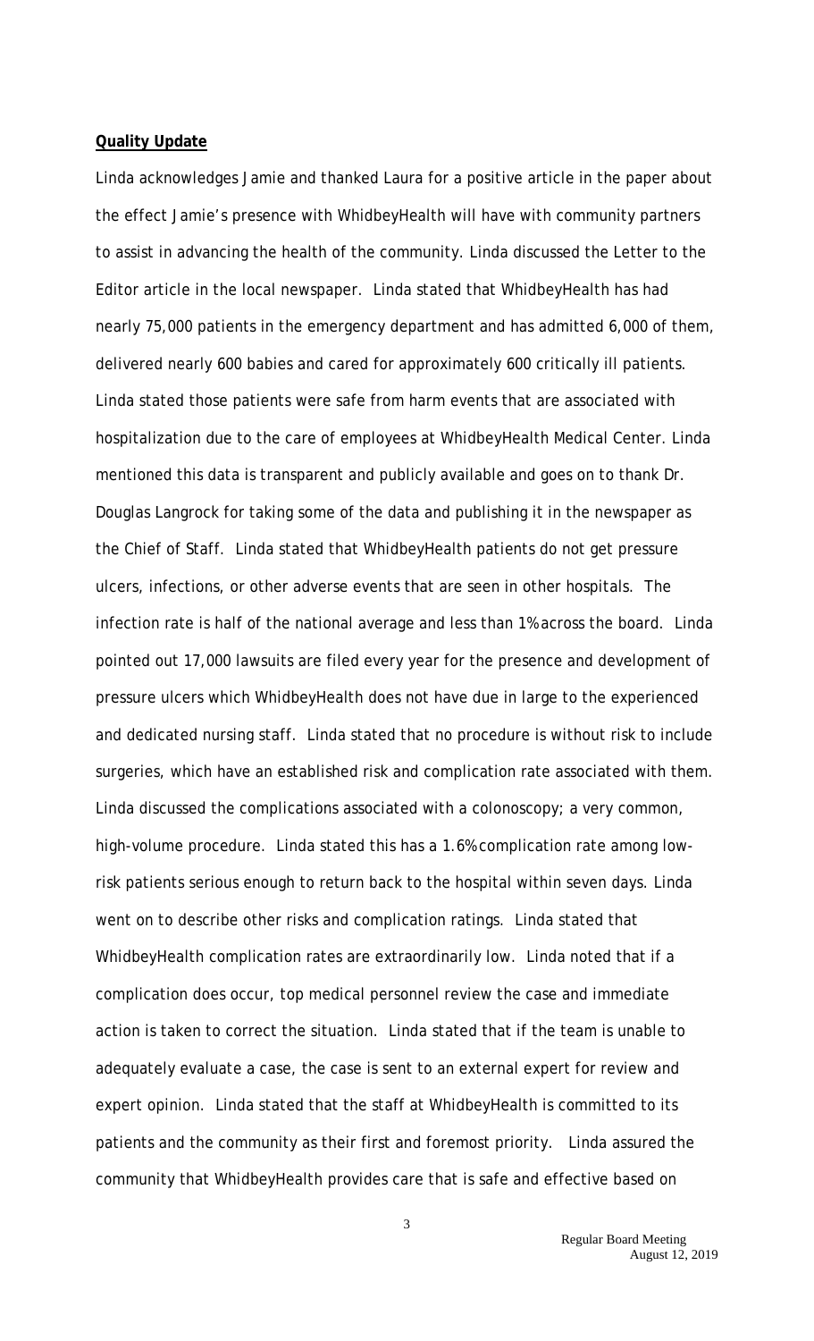**Quality Update**

Linda acknowledges Jamie and thanked Laura for a positive article in the paper about the effect Jamie's presence with WhidbeyHealth will have with community partners to assist in advancing the health of the community. Linda discussed the Letter to the Editor article in the local newspaper. Linda stated that WhidbeyHealth has had nearly 75,000 patients in the emergency department and has admitted 6,000 of them, delivered nearly 600 babies and cared for approximately 600 critically ill patients. Linda stated those patients were safe from harm events that are associated with hospitalization due to the care of employees at WhidbeyHealth Medical Center. Linda mentioned this data is transparent and publicly available and goes on to thank Dr. Douglas Langrock for taking some of the data and publishing it in the newspaper as the Chief of Staff. Linda stated that WhidbeyHealth patients do not get pressure ulcers, infections, or other adverse events that are seen in other hospitals. The infection rate is half of the national average and less than 1% across the board. Linda pointed out 17,000 lawsuits are filed every year for the presence and development of pressure ulcers which WhidbeyHealth does not have due in large to the experienced and dedicated nursing staff. Linda stated that no procedure is without risk to include surgeries, which have an established risk and complication rate associated with them. Linda discussed the complications associated with a colonoscopy; a very common, high-volume procedure. Linda stated this has a 1.6% complication rate among low-risk patients serious enough to return back to the hospital within seven days. Linda went on to describe other risks and complication ratings. Linda stated that WhidbeyHealth complication rates are extraordinarily low. Linda noted that if a complication does occur, top medical personnel review the case and immediate action is taken to correct the situation. Linda stated that if the team is unable to adequately evaluate a case, the case is sent to an external expert for review and expert opinion. Linda stated that the staff at WhidbeyHealth is committed to its patients and the community as their first and foremost priority. Linda assured the community that WhidbeyHealth provides care that is safe and effective based on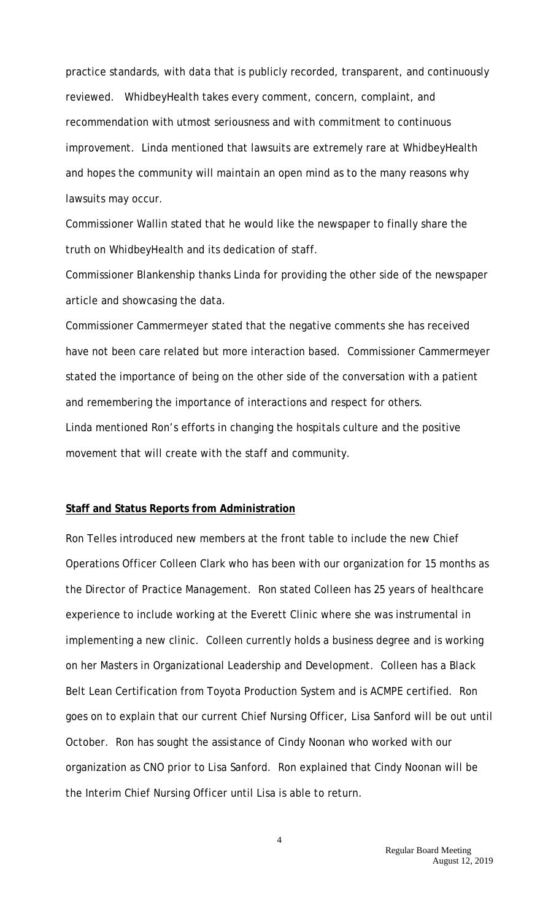practice standards, with data that is publicly recorded, transparent, and continuously reviewed. WhidbeyHealth takes every comment, concern, complaint, and recommendation with utmost seriousness and with commitment to continuous improvement. Linda mentioned that lawsuits are extremely rare at WhidbeyHealth and hopes the community will maintain an open mind as to the many reasons why lawsuits may occur.

Commissioner Wallin stated that he would like the newspaper to finally share the truth on WhidbeyHealth and its dedication of staff.

Commissioner Blankenship thanks Linda for providing the other side of the newspaper article and showcasing the data.

Commissioner Cammermeyer stated that the negative comments she has received have not been care related but more interaction based. Commissioner Cammermeyer stated the importance of being on the other side of the conversation with a patient and remembering the importance of interactions and respect for others.

Linda mentioned Ron's efforts in changing the hospitals culture and the positive movement that will create with the staff and community.

**Staff and Status Reports from Administration**

Ron Telles introduced new members at the front table to include the new Chief Operations Officer Colleen Clark who has been with our organization for 15 months as the Director of Practice Management. Ron stated Colleen has 25 years of healthcare experience to include working at the Everett Clinic where she was instrumental in implementing a new clinic. Colleen currently holds a business degree and is working on her Masters in Organizational Leadership and Development. Colleen has a Black Belt Lean Certification from Toyota Production System and is ACMPE certified. Ron goes on to explain that our current Chief Nursing Officer, Lisa Sanford will be out until October. Ron has sought the assistance of Cindy Noonan who worked with our organization as CNO prior to Lisa Sanford. Ron explained that Cindy Noonan will be the Interim Chief Nursing Officer until Lisa is able to return.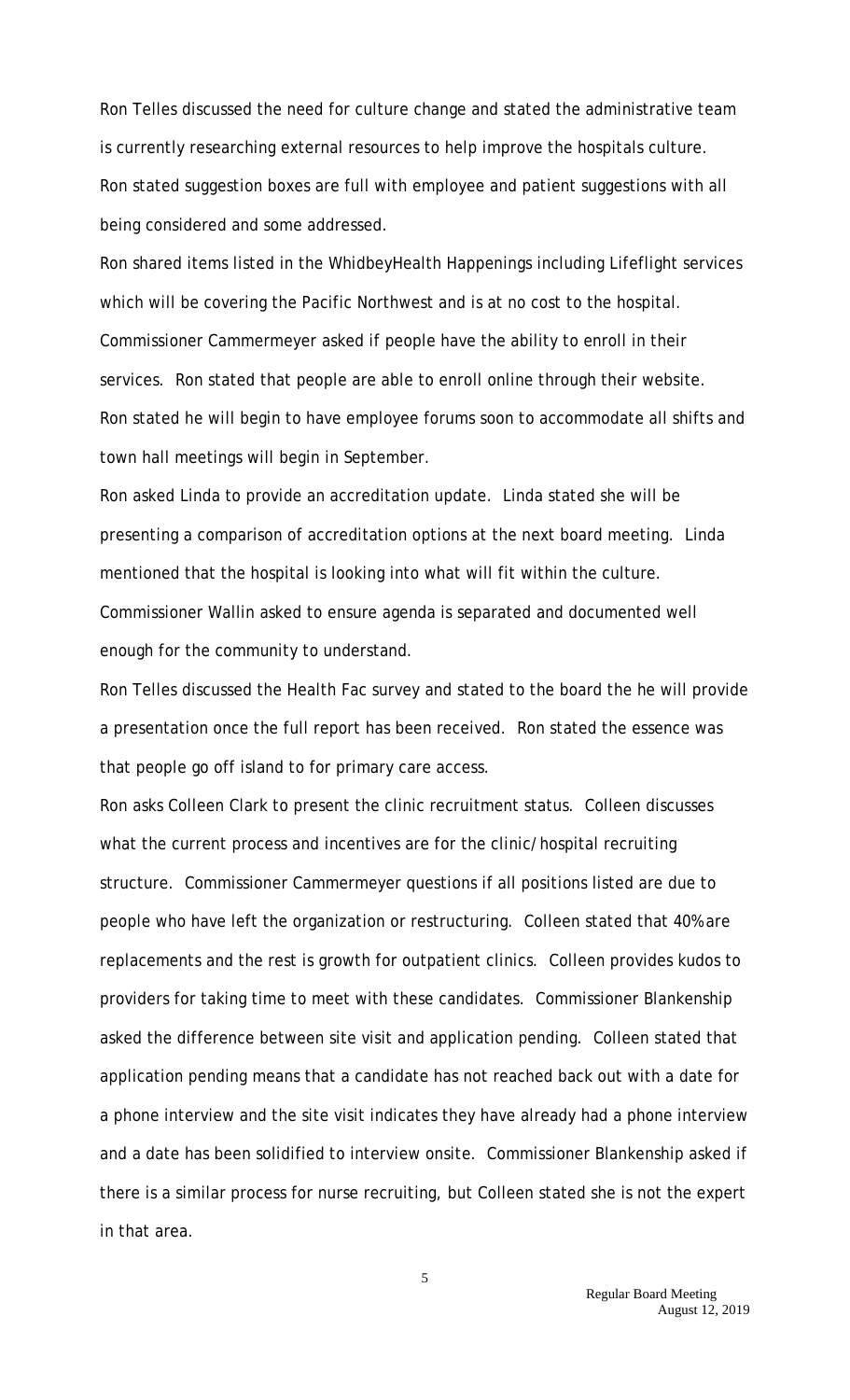Ron Telles discussed the need for culture change and stated the administrative team is currently researching external resources to help improve the hospitals culture. Ron stated suggestion boxes are full with employee and patient suggestions with all being considered and some addressed.

Ron shared items listed in the WhidbeyHealth Happenings including Lifeflight services which will be covering the Pacific Northwest and is at no cost to the hospital. Commissioner Cammermeyer asked if people have the ability to enroll in their services. Ron stated that people are able to enroll online through their website. Ron stated he will begin to have employee forums soon to accommodate all shifts and town hall meetings will begin in September.

Ron asked Linda to provide an accreditation update. Linda stated she will be presenting a comparison of accreditation options at the next board meeting. Linda mentioned that the hospital is looking into what will fit within the culture. Commissioner Wallin asked to ensure agenda is separated and documented well enough for the community to understand.

Ron Telles discussed the Health Fac survey and stated to the board the he will provide a presentation once the full report has been received. Ron stated the essence was that people go off island to for primary care access.

Ron asks Colleen Clark to present the clinic recruitment status. Colleen discusses what the current process and incentives are for the clinic/hospital recruiting structure. Commissioner Cammermeyer questions if all positions listed are due to people who have left the organization or restructuring. Colleen stated that 40% are replacements and the rest is growth for outpatient clinics. Colleen provides kudos to providers for taking time to meet with these candidates. Commissioner Blankenship asked the difference between site visit and application pending. Colleen stated that application pending means that a candidate has not reached back out with a date for a phone interview and the site visit indicates they have already had a phone interview and a date has been solidified to interview onsite. Commissioner Blankenship asked if there is a similar process for nurse recruiting, but Colleen stated she is not the expert in that area.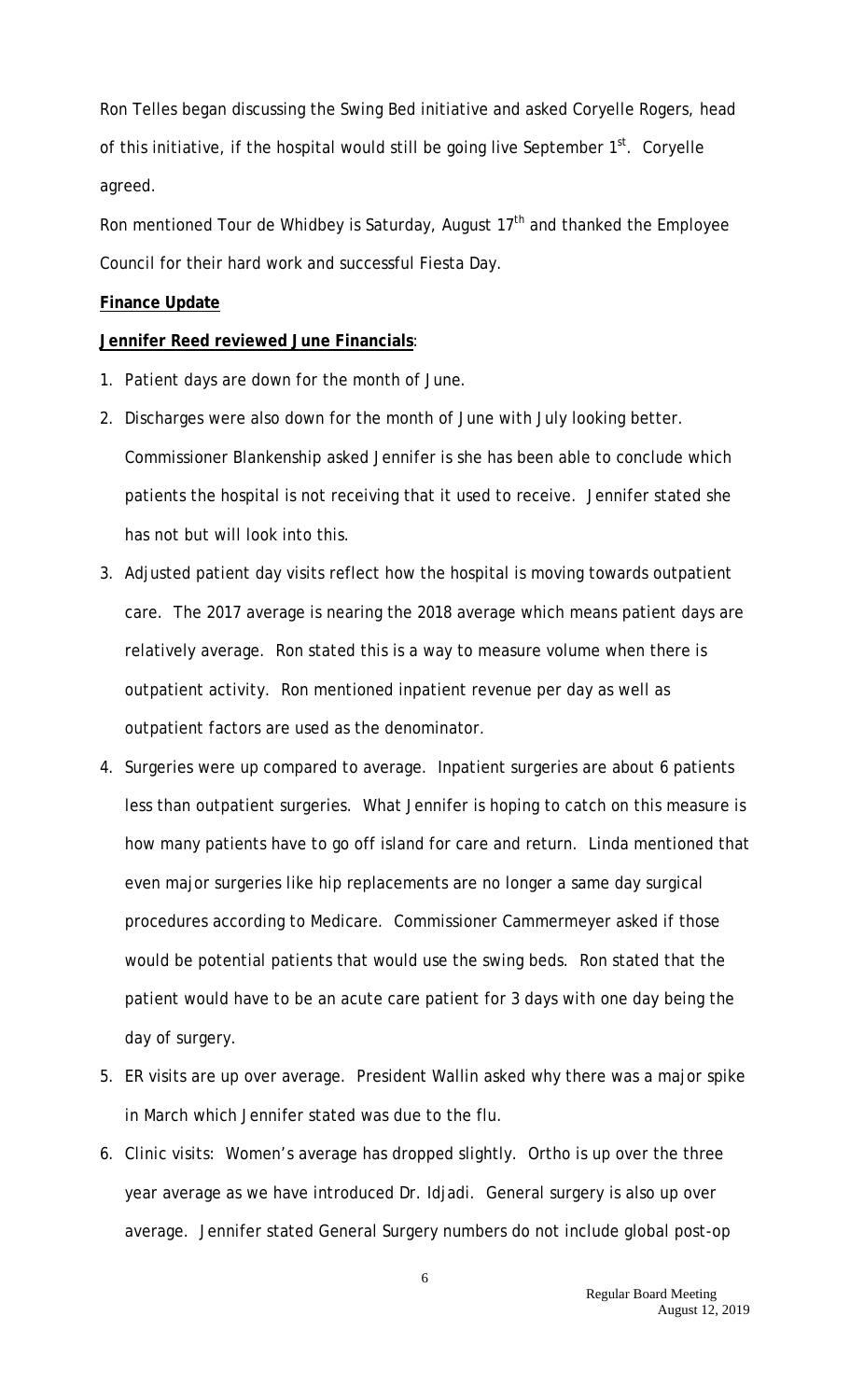Ron Telles began discussing the Swing Bed initiative and asked Coryelle Rogers, head of this initiative, if the hospital would still be going live September 1st. Coryelle agreed.

Ron mentioned Tour de Whidbey is Saturday, August 17th and thanked the Employee Council for their hard work and successful Fiesta Day.

**Finance Update**

**Jennifer Reed reviewed June Financials**:

1. Patient days are down for the month of June.
2. Discharges were also down for the month of June with July looking better. Commissioner Blankenship asked Jennifer is she has been able to conclude which patients the hospital is not receiving that it used to receive. Jennifer stated she has not but will look into this.
3. Adjusted patient day visits reflect how the hospital is moving towards outpatient care. The 2017 average is nearing the 2018 average which means patient days are relatively average. Ron stated this is a way to measure volume when there is outpatient activity. Ron mentioned inpatient revenue per day as well as outpatient factors are used as the denominator.
4. Surgeries were up compared to average. Inpatient surgeries are about 6 patients less than outpatient surgeries. What Jennifer is hoping to catch on this measure is how many patients have to go off island for care and return. Linda mentioned that even major surgeries like hip replacements are no longer a same day surgical procedures according to Medicare. Commissioner Cammermeyer asked if those would be potential patients that would use the swing beds. Ron stated that the patient would have to be an acute care patient for 3 days with one day being the day of surgery.
5. ER visits are up over average. President Wallin asked why there was a major spike in March which Jennifer stated was due to the flu.
6. Clinic visits: Women's average has dropped slightly. Ortho is up over the three year average as we have introduced Dr. Idjadi. General surgery is also up over average. Jennifer stated General Surgery numbers do not include global post-op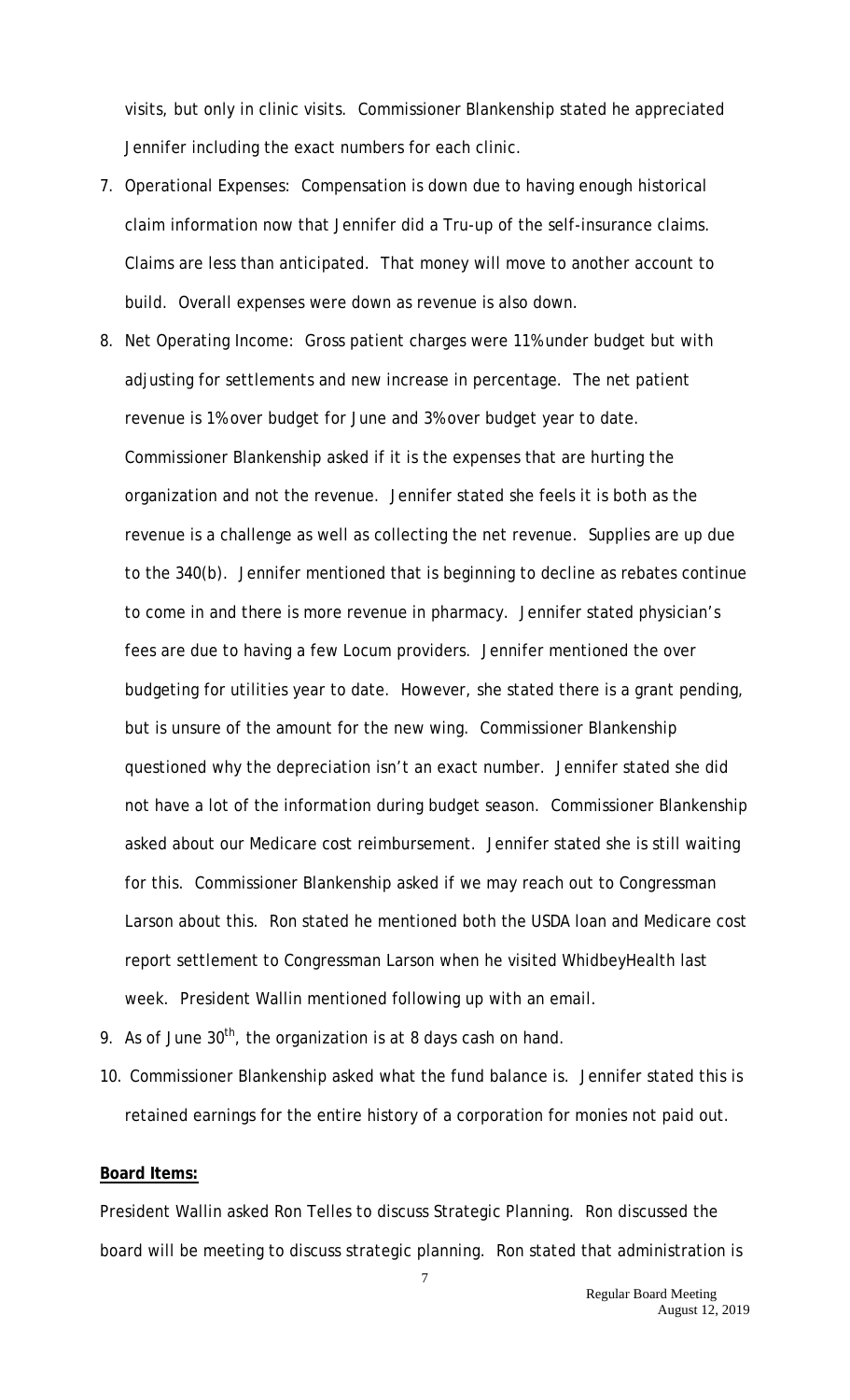visits, but only in clinic visits. Commissioner Blankenship stated he appreciated Jennifer including the exact numbers for each clinic.

7. Operational Expenses: Compensation is down due to having enough historical claim information now that Jennifer did a Tru-up of the self-insurance claims. Claims are less than anticipated. That money will move to another account to build. Overall expenses were down as revenue is also down.
8. Net Operating Income: Gross patient charges were 11% under budget but with adjusting for settlements and new increase in percentage. The net patient revenue is 1% over budget for June and 3% over budget year to date. Commissioner Blankenship asked if it is the expenses that are hurting the organization and not the revenue. Jennifer stated she feels it is both as the revenue is a challenge as well as collecting the net revenue. Supplies are up due to the 340(b). Jennifer mentioned that is beginning to decline as rebates continue to come in and there is more revenue in pharmacy. Jennifer stated physician's fees are due to having a few Locum providers. Jennifer mentioned the over budgeting for utilities year to date. However, she stated there is a grant pending, but is unsure of the amount for the new wing. Commissioner Blankenship questioned why the depreciation isn't an exact number. Jennifer stated she did not have a lot of the information during budget season. Commissioner Blankenship asked about our Medicare cost reimbursement. Jennifer stated she is still waiting for this. Commissioner Blankenship asked if we may reach out to Congressman Larson about this. Ron stated he mentioned both the USDA loan and Medicare cost report settlement to Congressman Larson when he visited WhidbeyHealth last week. President Wallin mentioned following up with an email.
9. As of June 30th, the organization is at 8 days cash on hand.
10. Commissioner Blankenship asked what the fund balance is. Jennifer stated this is retained earnings for the entire history of a corporation for monies not paid out.

**Board Items:**

President Wallin asked Ron Telles to discuss Strategic Planning. Ron discussed the board will be meeting to discuss strategic planning. Ron stated that administration is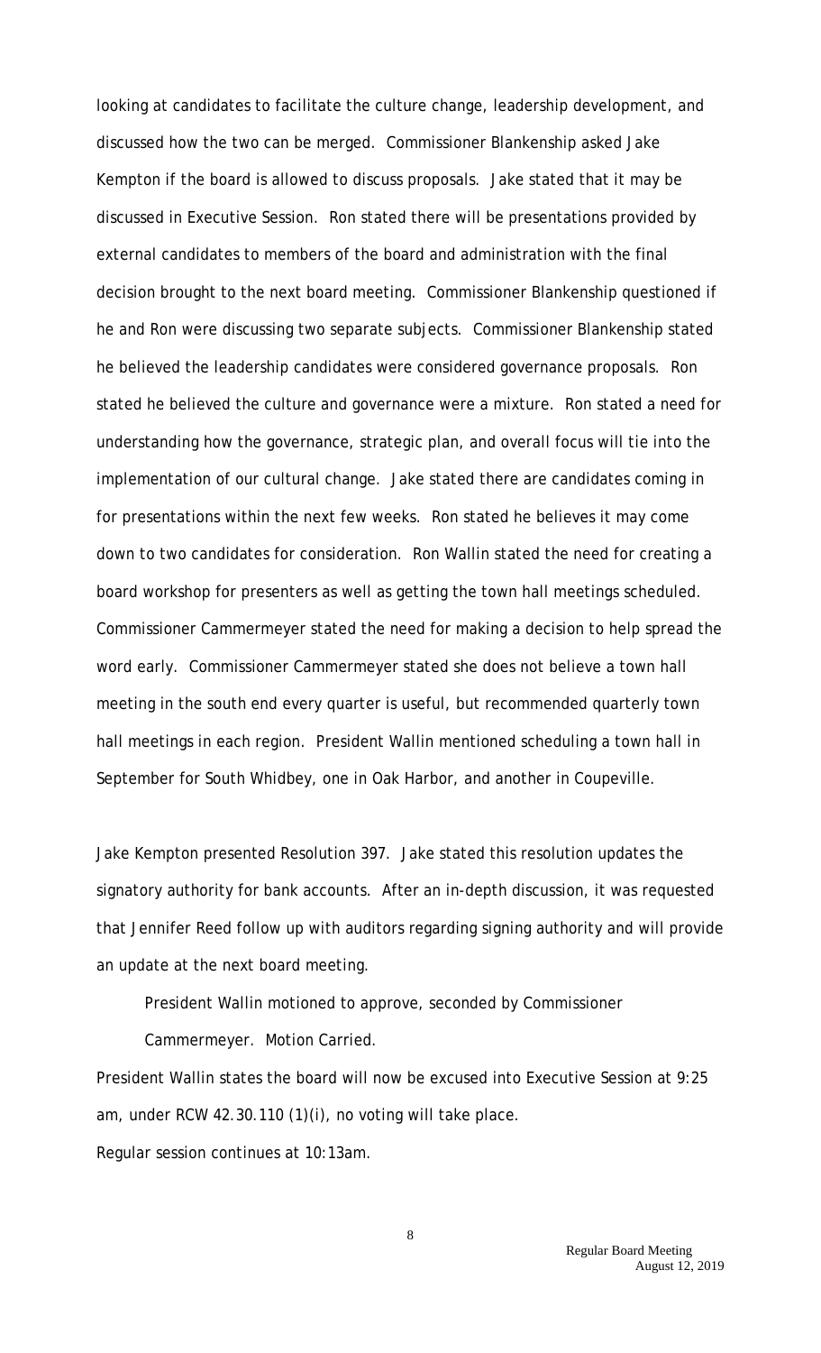looking at candidates to facilitate the culture change, leadership development, and discussed how the two can be merged. Commissioner Blankenship asked Jake Kempton if the board is allowed to discuss proposals. Jake stated that it may be discussed in Executive Session. Ron stated there will be presentations provided by external candidates to members of the board and administration with the final decision brought to the next board meeting. Commissioner Blankenship questioned if he and Ron were discussing two separate subjects. Commissioner Blankenship stated he believed the leadership candidates were considered governance proposals. Ron stated he believed the culture and governance were a mixture. Ron stated a need for understanding how the governance, strategic plan, and overall focus will tie into the implementation of our cultural change. Jake stated there are candidates coming in for presentations within the next few weeks. Ron stated he believes it may come down to two candidates for consideration. Ron Wallin stated the need for creating a board workshop for presenters as well as getting the town hall meetings scheduled. Commissioner Cammermeyer stated the need for making a decision to help spread the word early. Commissioner Cammermeyer stated she does not believe a town hall meeting in the south end every quarter is useful, but recommended quarterly town hall meetings in each region. President Wallin mentioned scheduling a town hall in September for South Whidbey, one in Oak Harbor, and another in Coupeville.

Jake Kempton presented Resolution 397. Jake stated this resolution updates the signatory authority for bank accounts. After an in-depth discussion, it was requested that Jennifer Reed follow up with auditors regarding signing authority and will provide an update at the next board meeting.

> President Wallin motioned to approve, seconded by Commissioner Cammermeyer. Motion Carried.

President Wallin states the board will now be excused into Executive Session at 9:25 am, under RCW 42.30.110 (1)(i), no voting will take place.

Regular session continues at 10:13am.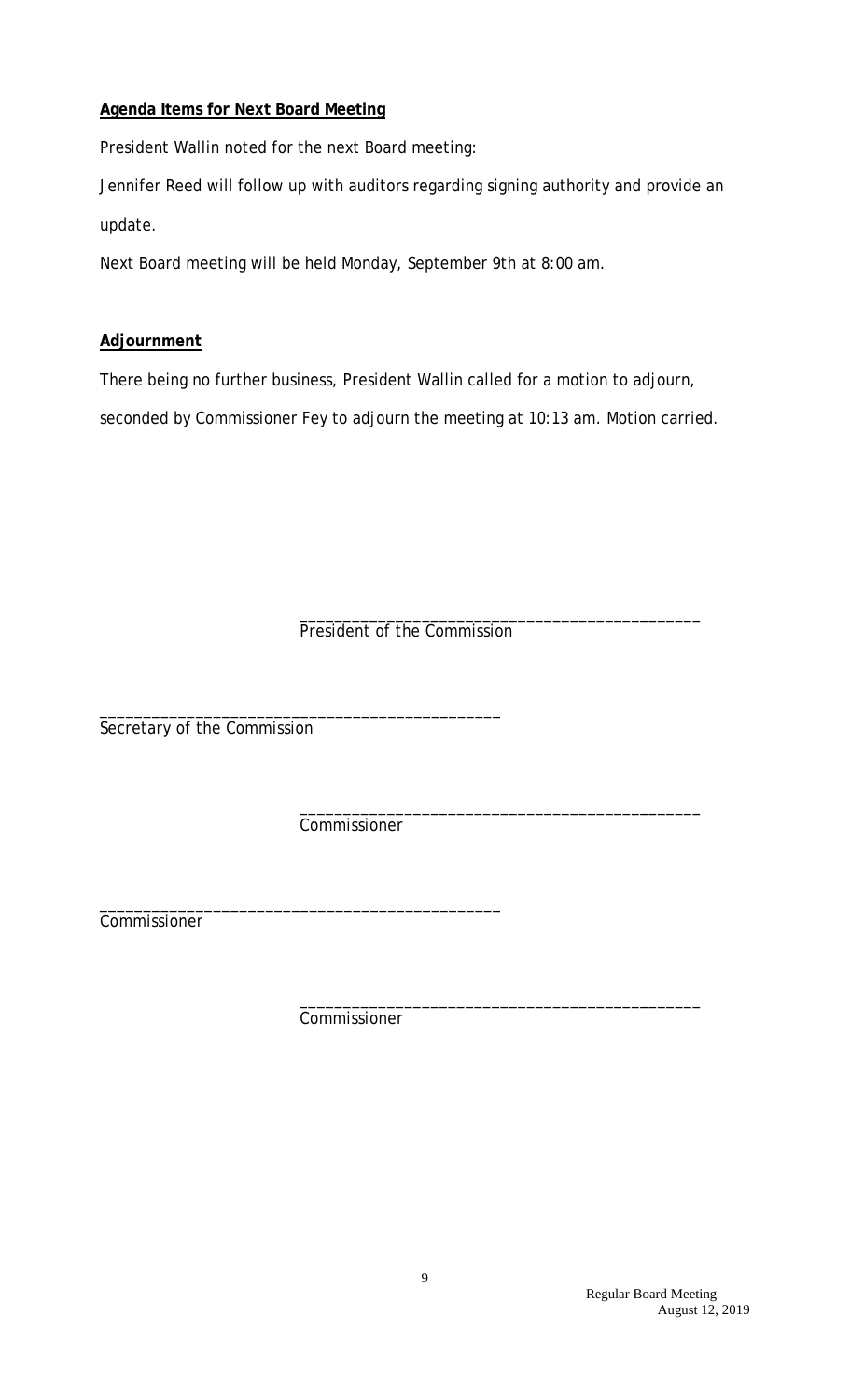**Agenda Items for Next Board Meeting**

President Wallin noted for the next Board meeting:

Jennifer Reed will follow up with auditors regarding signing authority and provide an update.

Next Board meeting will be held Monday, September 9th at 8:00 am.

**Adjournment**

There being no further business, President Wallin called for a motion to adjourn, seconded by Commissioner Fey to adjourn the meeting at 10:13 am. Motion carried.

_______________________________________________
President of the Commission

_______________________________________________
Secretary of the Commission

_______________________________________________
Commissioner

_______________________________________________
Commissioner

_______________________________________________
Commissioner